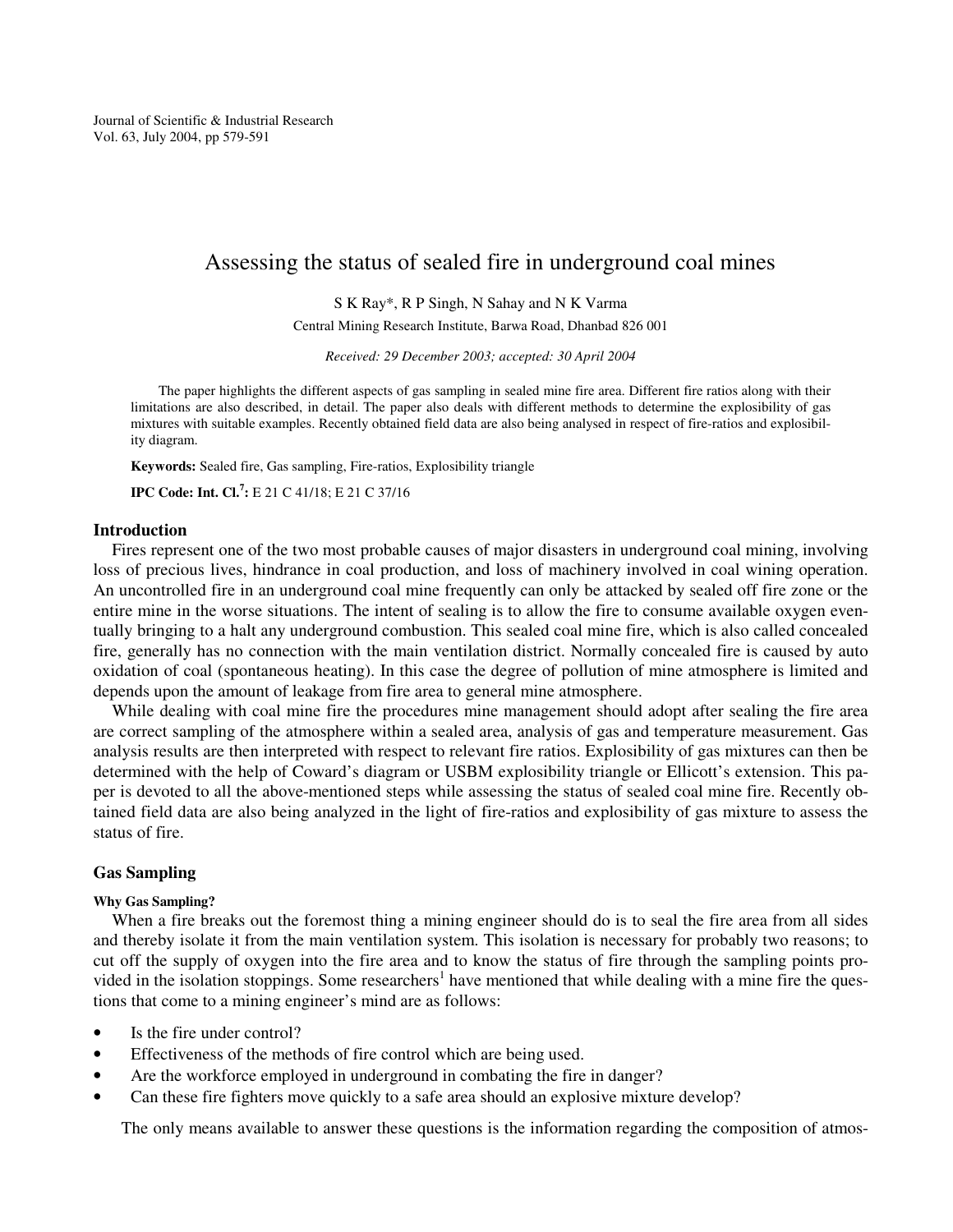# Assessing the status of sealed fire in underground coal mines

S K Ray*, R P Singh, N Sahay and N K Varma

Central Mining Research Institute, Barwa Road, Dhanbad 826 001

*Received: 29 December 2003; accepted: 30 April 2004*

The paper highlights the different aspects of gas sampling in sealed mine fire area. Different fire ratios along with their limitations are also described, in detail. The paper also deals with different methods to determine the explosibility of gas mixtures with suitable examples. Recently obtained field data are also being analysed in respect of fire-ratios and explosibility diagram.

**Keywords:** Sealed fire, Gas sampling, Fire-ratios, Explosibility triangle

**IPC Code: Int. Cl.[7]:** E 21 C 41/18; E 21 C 37/16

## Introduction

Fires represent one of the two most probable causes of major disasters in underground coal mining, involving loss of precious lives, hindrance in coal production, and loss of machinery involved in coal wining operation. An uncontrolled fire in an underground coal mine frequently can only be attacked by sealed off fire zone or the entire mine in the worse situations. The intent of sealing is to allow the fire to consume available oxygen eventually bringing to a halt any underground combustion. This sealed coal mine fire, which is also called concealed fire, generally has no connection with the main ventilation district. Normally concealed fire is caused by auto oxidation of coal (spontaneous heating). In this case the degree of pollution of mine atmosphere is limited and depends upon the amount of leakage from fire area to general mine atmosphere.

While dealing with coal mine fire the procedures mine management should adopt after sealing the fire area are correct sampling of the atmosphere within a sealed area, analysis of gas and temperature measurement. Gas analysis results are then interpreted with respect to relevant fire ratios. Explosibility of gas mixtures can then be determined with the help of Coward's diagram or USBM explosibility triangle or Ellicott's extension. This paper is devoted to all the above-mentioned steps while assessing the status of sealed coal mine fire. Recently obtained field data are also being analyzed in the light of fire-ratios and explosibility of gas mixture to assess the status of fire.

## Gas Sampling

### Why Gas Sampling?

When a fire breaks out the foremost thing a mining engineer should do is to seal the fire area from all sides and thereby isolate it from the main ventilation system. This isolation is necessary for probably two reasons; to cut off the supply of oxygen into the fire area and to know the status of fire through the sampling points provided in the isolation stoppings. Some researchers[1] have mentioned that while dealing with a mine fire the questions that come to a mining engineer's mind are as follows:

- Is the fire under control?
- Effectiveness of the methods of fire control which are being used.
- Are the workforce employed in underground in combating the fire in danger?
- Can these fire fighters move quickly to a safe area should an explosive mixture develop?

The only means available to answer these questions is the information regarding the composition of atmos-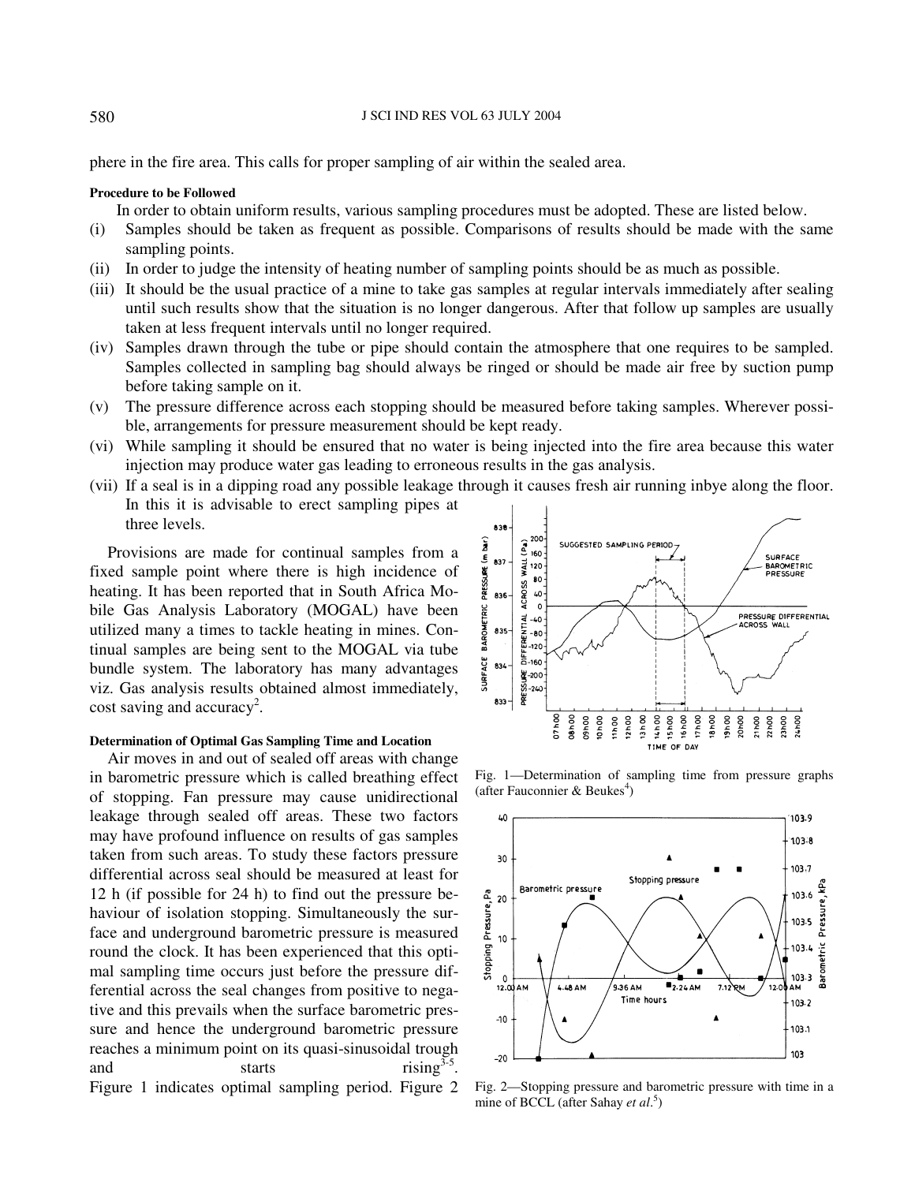phere in the fire area. This calls for proper sampling of air within the sealed area.

#### Procedure to be Followed

In order to obtain uniform results, various sampling procedures must be adopted. These are listed below.

(i) Samples should be taken as frequent as possible. Comparisons of results should be made with the same sampling points.

(ii) In order to judge the intensity of heating number of sampling points should be as much as possible.

(iii) It should be the usual practice of a mine to take gas samples at regular intervals immediately after sealing until such results show that the situation is no longer dangerous. After that follow up samples are usually taken at less frequent intervals until no longer required.

(iv) Samples drawn through the tube or pipe should contain the atmosphere that one requires to be sampled. Samples collected in sampling bag should always be ringed or should be made air free by suction pump before taking sample on it.

(v) The pressure difference across each stopping should be measured before taking samples. Wherever possible, arrangements for pressure measurement should be kept ready.

(vi) While sampling it should be ensured that no water is being injected into the fire area because this water injection may produce water gas leading to erroneous results in the gas analysis.

(vii) If a seal is in a dipping road any possible leakage through it causes fresh air running inbye along the floor. In this it is advisable to erect sampling pipes at three levels.

Provisions are made for continual samples from a fixed sample point where there is high incidence of heating. It has been reported that in South Africa Mobile Gas Analysis Laboratory (MOGAL) have been utilized many a times to tackle heating in mines. Continual samples are being sent to the MOGAL via tube bundle system. The laboratory has many advantages viz. Gas analysis results obtained almost immediately, cost saving and accuracy[2].

#### Determination of Optimal Gas Sampling Time and Location

Air moves in and out of sealed off areas with change in barometric pressure which is called breathing effect of stopping. Fan pressure may cause unidirectional leakage through sealed off areas. These two factors may have profound influence on results of gas samples taken from such areas. To study these factors pressure differential across seal should be measured at least for 12 h (if possible for 24 h) to find out the pressure behaviour of isolation stopping. Simultaneously the surface and underground barometric pressure is measured round the clock. It has been experienced that this optimal sampling time occurs just before the pressure differential across the seal changes from positive to negative and this prevails when the surface barometric pressure and hence the underground barometric pressure reaches a minimum point on its quasi-sinusoidal trough and starts rising[3-5]. Figure 1 indicates optimal sampling period. Figure 2

Fig. 1—Determination of sampling time from pressure graphs (after Fauconnier & Beukes[4])

Fig. 2—Stopping pressure and barometric pressure with time in a mine of BCCL (after Sahay *et al*.[5])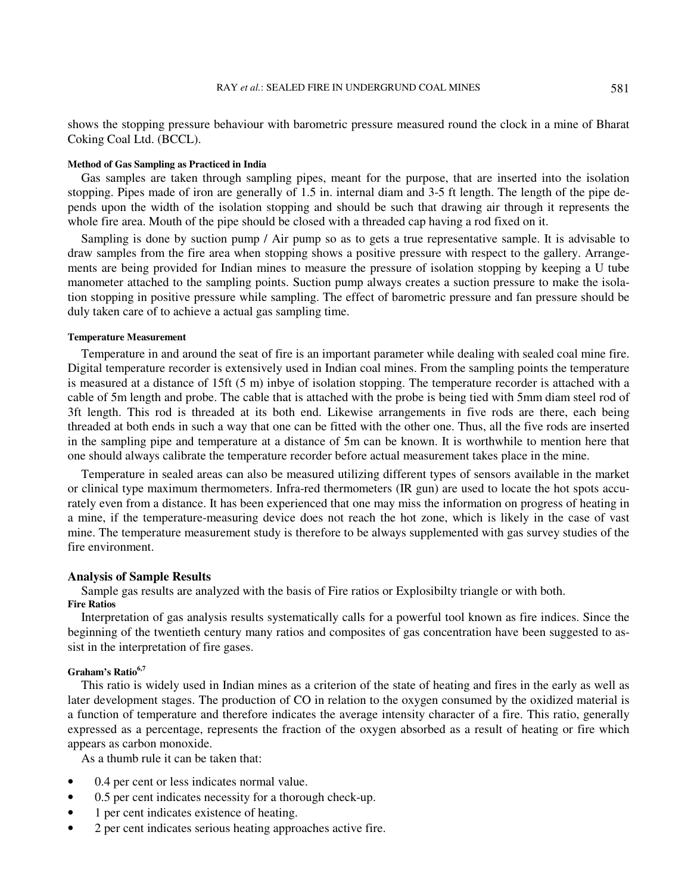shows the stopping pressure behaviour with barometric pressure measured round the clock in a mine of Bharat Coking Coal Ltd. (BCCL).

#### Method of Gas Sampling as Practiced in India

Gas samples are taken through sampling pipes, meant for the purpose, that are inserted into the isolation stopping. Pipes made of iron are generally of 1.5 in. internal diam and 3-5 ft length. The length of the pipe depends upon the width of the isolation stopping and should be such that drawing air through it represents the whole fire area. Mouth of the pipe should be closed with a threaded cap having a rod fixed on it.

Sampling is done by suction pump / Air pump so as to gets a true representative sample. It is advisable to draw samples from the fire area when stopping shows a positive pressure with respect to the gallery. Arrangements are being provided for Indian mines to measure the pressure of isolation stopping by keeping a U tube manometer attached to the sampling points. Suction pump always creates a suction pressure to make the isolation stopping in positive pressure while sampling. The effect of barometric pressure and fan pressure should be duly taken care of to achieve a actual gas sampling time.

#### Temperature Measurement

Temperature in and around the seat of fire is an important parameter while dealing with sealed coal mine fire. Digital temperature recorder is extensively used in Indian coal mines. From the sampling points the temperature is measured at a distance of 15ft (5 m) inbye of isolation stopping. The temperature recorder is attached with a cable of 5m length and probe. The cable that is attached with the probe is being tied with 5mm diam steel rod of 3ft length. This rod is threaded at its both end. Likewise arrangements in five rods are there, each being threaded at both ends in such a way that one can be fitted with the other one. Thus, all the five rods are inserted in the sampling pipe and temperature at a distance of 5m can be known. It is worthwhile to mention here that one should always calibrate the temperature recorder before actual measurement takes place in the mine.

Temperature in sealed areas can also be measured utilizing different types of sensors available in the market or clinical type maximum thermometers. Infra-red thermometers (IR gun) are used to locate the hot spots accurately even from a distance. It has been experienced that one may miss the information on progress of heating in a mine, if the temperature-measuring device does not reach the hot zone, which is likely in the case of vast mine. The temperature measurement study is therefore to be always supplemented with gas survey studies of the fire environment.

### Analysis of Sample Results

Sample gas results are analyzed with the basis of Fire ratios or Explosibilty triangle or with both.

#### Fire Ratios

Interpretation of gas analysis results systematically calls for a powerful tool known as fire indices. Since the beginning of the twentieth century many ratios and composites of gas concentration have been suggested to assist in the interpretation of fire gases.

#### Graham's Ratio[6,7]

This ratio is widely used in Indian mines as a criterion of the state of heating and fires in the early as well as later development stages. The production of CO in relation to the oxygen consumed by the oxidized material is a function of temperature and therefore indicates the average intensity character of a fire. This ratio, generally expressed as a percentage, represents the fraction of the oxygen absorbed as a result of heating or fire which appears as carbon monoxide.

As a thumb rule it can be taken that:

- 0.4 per cent or less indicates normal value.
- 0.5 per cent indicates necessity for a thorough check-up.
- 1 per cent indicates existence of heating.
- 2 per cent indicates serious heating approaches active fire.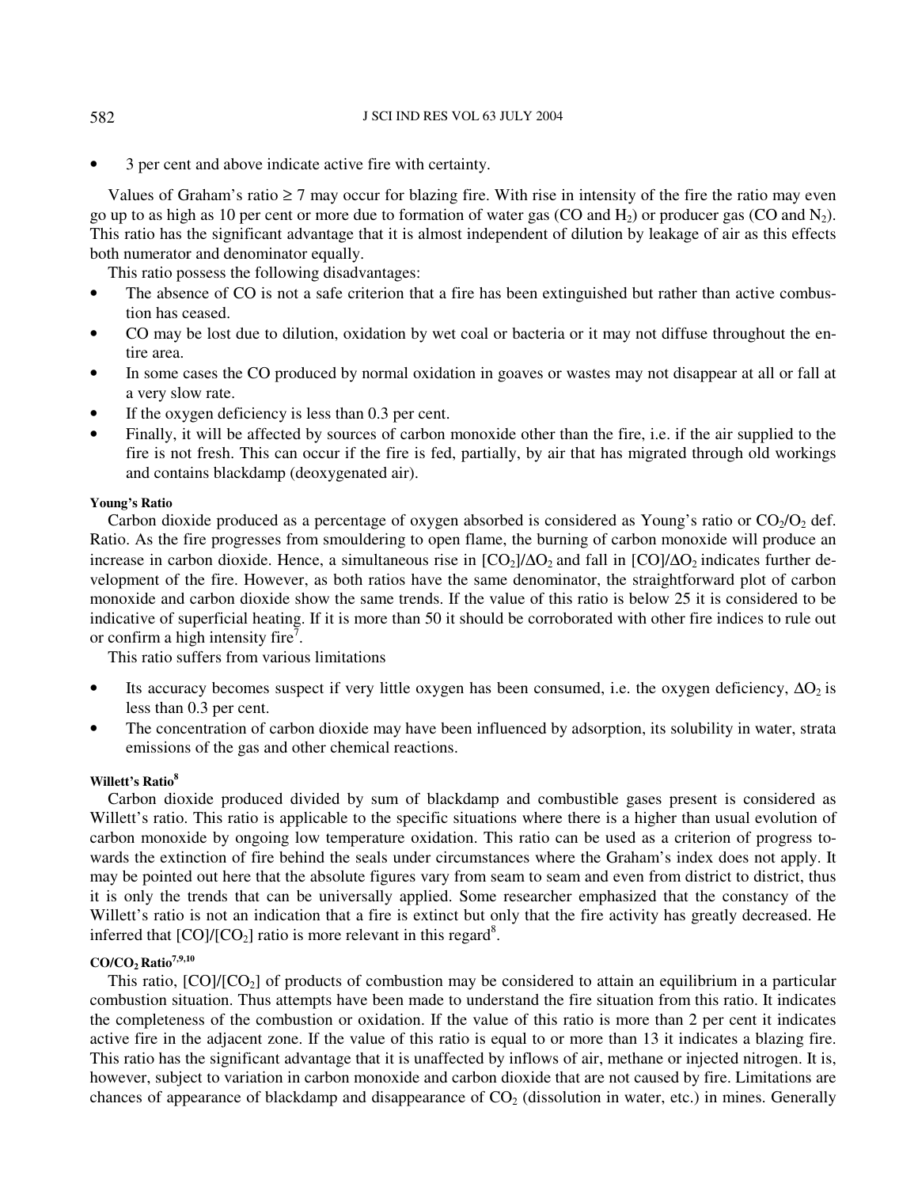- 3 per cent and above indicate active fire with certainty.

Values of Graham's ratio ≥ 7 may occur for blazing fire. With rise in intensity of the fire the ratio may even go up to as high as 10 per cent or more due to formation of water gas (CO and $H_2$) or producer gas (CO and $N_2$). This ratio has the significant advantage that it is almost independent of dilution by leakage of air as this effects both numerator and denominator equally.

This ratio possess the following disadvantages:

- The absence of CO is not a safe criterion that a fire has been extinguished but rather than active combustion has ceased.
- CO may be lost due to dilution, oxidation by wet coal or bacteria or it may not diffuse throughout the entire area.
- In some cases the CO produced by normal oxidation in goaves or wastes may not disappear at all or fall at a very slow rate.
- If the oxygen deficiency is less than 0.3 per cent.
- Finally, it will be affected by sources of carbon monoxide other than the fire, i.e. if the air supplied to the fire is not fresh. This can occur if the fire is fed, partially, by air that has migrated through old workings and contains blackdamp (deoxygenated air).

#### Young's Ratio

Carbon dioxide produced as a percentage of oxygen absorbed is considered as Young's ratio or $CO_2/O_2$ def. Ratio. As the fire progresses from smouldering to open flame, the burning of carbon monoxide will produce an increase in carbon dioxide. Hence, a simultaneous rise in $[CO_2]/\Delta O_2$ and fall in $[CO]/\Delta O_2$ indicates further development of the fire. However, as both ratios have the same denominator, the straightforward plot of carbon monoxide and carbon dioxide show the same trends. If the value of this ratio is below 25 it is considered to be indicative of superficial heating. If it is more than 50 it should be corroborated with other fire indices to rule out or confirm a high intensity fire[7].

This ratio suffers from various limitations

- Its accuracy becomes suspect if very little oxygen has been consumed, i.e. the oxygen deficiency, $\Delta O_2$ is less than 0.3 per cent.
- The concentration of carbon dioxide may have been influenced by adsorption, its solubility in water, strata emissions of the gas and other chemical reactions.

#### Willett's Ratio[8]

Carbon dioxide produced divided by sum of blackdamp and combustible gases present is considered as Willett's ratio. This ratio is applicable to the specific situations where there is a higher than usual evolution of carbon monoxide by ongoing low temperature oxidation. This ratio can be used as a criterion of progress towards the extinction of fire behind the seals under circumstances where the Graham's index does not apply. It may be pointed out here that the absolute figures vary from seam to seam and even from district to district, thus it is only the trends that can be universally applied. Some researcher emphasized that the constancy of the Willett's ratio is not an indication that a fire is extinct but only that the fire activity has greatly decreased. He inferred that $[CO]/[CO_2]$ ratio is more relevant in this regard[8].

#### $CO/CO_2$ Ratio[7,9,10]

This ratio, $[CO]/[CO_2]$ of products of combustion may be considered to attain an equilibrium in a particular combustion situation. Thus attempts have been made to understand the fire situation from this ratio. It indicates the completeness of the combustion or oxidation. If the value of this ratio is more than 2 per cent it indicates active fire in the adjacent zone. If the value of this ratio is equal to or more than 13 it indicates a blazing fire. This ratio has the significant advantage that it is unaffected by inflows of air, methane or injected nitrogen. It is, however, subject to variation in carbon monoxide and carbon dioxide that are not caused by fire. Limitations are chances of appearance of blackdamp and disappearance of $CO_2$ (dissolution in water, etc.) in mines. Generally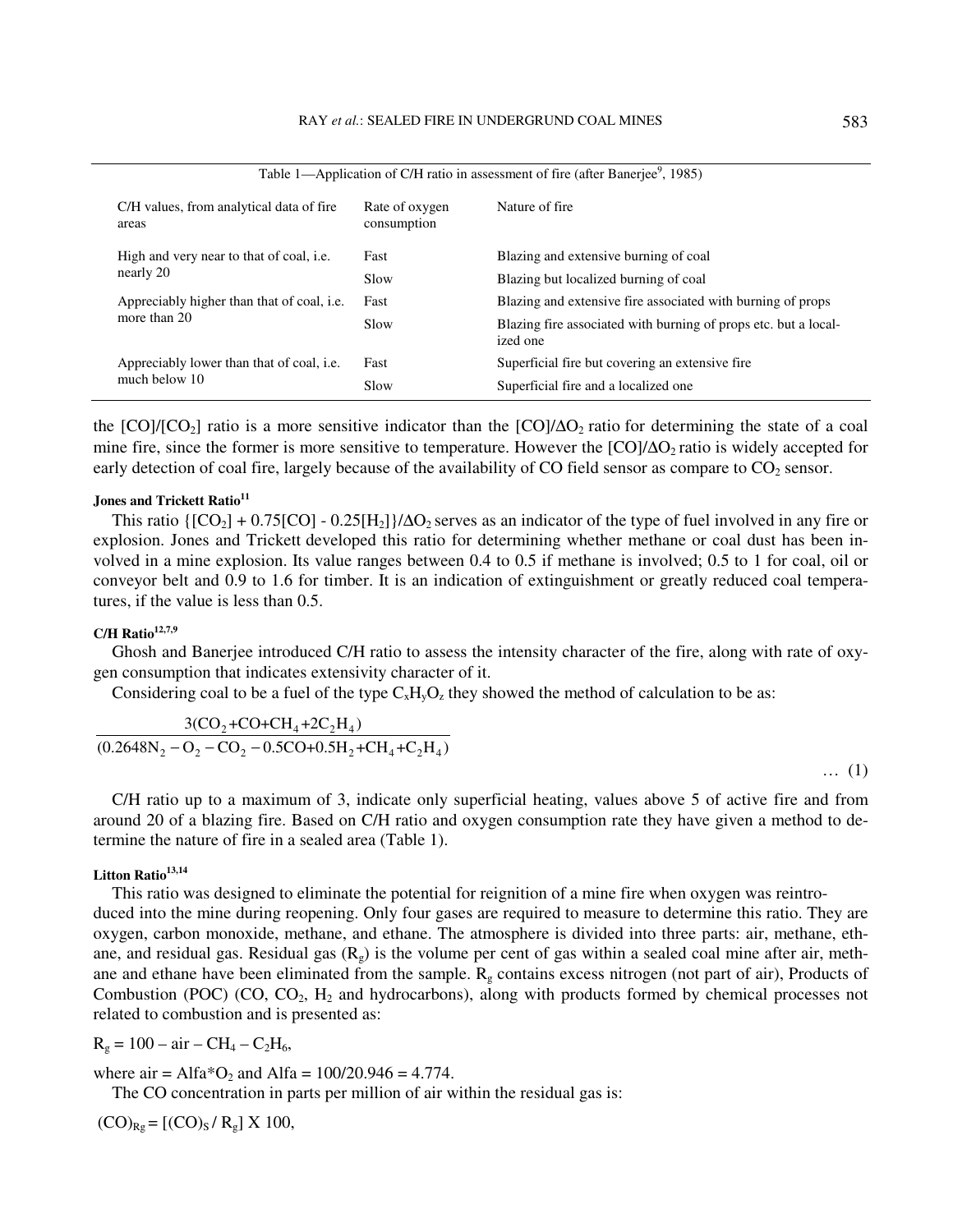Table 1—Application of C/H ratio in assessment of fire (after Banerjee[9], 1985)

| C/H values, from analytical data of fire areas | Rate of oxygen consumption | Nature of fire |
|---|---|---|
| High and very near to that of coal, i.e. nearly 20 | Fast | Blazing and extensive burning of coal |
| | Slow | Blazing but localized burning of coal |
| Appreciably higher than that of coal, i.e. more than 20 | Fast | Blazing and extensive fire associated with burning of props |
| | Slow | Blazing fire associated with burning of props etc. but a localized one |
| Appreciably lower than that of coal, i.e. much below 10 | Fast | Superficial fire but covering an extensive fire |
| | Slow | Superficial fire and a localized one |

the $[CO]/[CO_2]$ ratio is a more sensitive indicator than the $[CO]/\Delta O_2$ ratio for determining the state of a coal mine fire, since the former is more sensitive to temperature. However the $[CO]/\Delta O_2$ ratio is widely accepted for early detection of coal fire, largely because of the availability of CO field sensor as compare to $CO_2$ sensor.

#### Jones and Trickett Ratio[11]

This ratio $\{[CO_2] + 0.75[CO] - 0.25[H_2]\}/\Delta O_2$ serves as an indicator of the type of fuel involved in any fire or explosion. Jones and Trickett developed this ratio for determining whether methane or coal dust has been involved in a mine explosion. Its value ranges between 0.4 to 0.5 if methane is involved; 0.5 to 1 for coal, oil or conveyor belt and 0.9 to 1.6 for timber. It is an indication of extinguishment or greatly reduced coal temperatures, if the value is less than 0.5.

#### C/H Ratio[12,7,9]

Ghosh and Banerjee introduced C/H ratio to assess the intensity character of the fire, along with rate of oxygen consumption that indicates extensivity character of it.

Considering coal to be a fuel of the type $C_xH_yO_z$ they showed the method of calculation to be as:

$$\frac{3(CO_2 + CO + CH_4 + 2C_2H_4)}{(0.2648N_2 - O_2 - CO_2 - 0.5CO + 0.5H_2 + CH_4 + C_2H_4)} \quad \ldots (1)$$

C/H ratio up to a maximum of 3, indicate only superficial heating, values above 5 of active fire and from around 20 of a blazing fire. Based on C/H ratio and oxygen consumption rate they have given a method to determine the nature of fire in a sealed area (Table 1).

#### Litton Ratio[13,14]

This ratio was designed to eliminate the potential for reignition of a mine fire when oxygen was reintroduced into the mine during reopening. Only four gases are required to measure to determine this ratio. They are oxygen, carbon monoxide, methane, and ethane. The atmosphere is divided into three parts: air, methane, ethane, and residual gas. Residual gas ($R_g$) is the volume per cent of gas within a sealed coal mine after air, methane and ethane have been eliminated from the sample. $R_g$ contains excess nitrogen (not part of air), Products of Combustion (POC) (CO, $CO_2$, $H_2$ and hydrocarbons), along with products formed by chemical processes not related to combustion and is presented as:

$R_g = 100 - \text{air} - CH_4 - C_2H_6$,

where air = Alfa*$O_2$ and Alfa = 100/20.946 = 4.774.

The CO concentration in parts per million of air within the residual gas is:

$(CO)_{Rg} = [(CO)_S / R_g] \times 100$,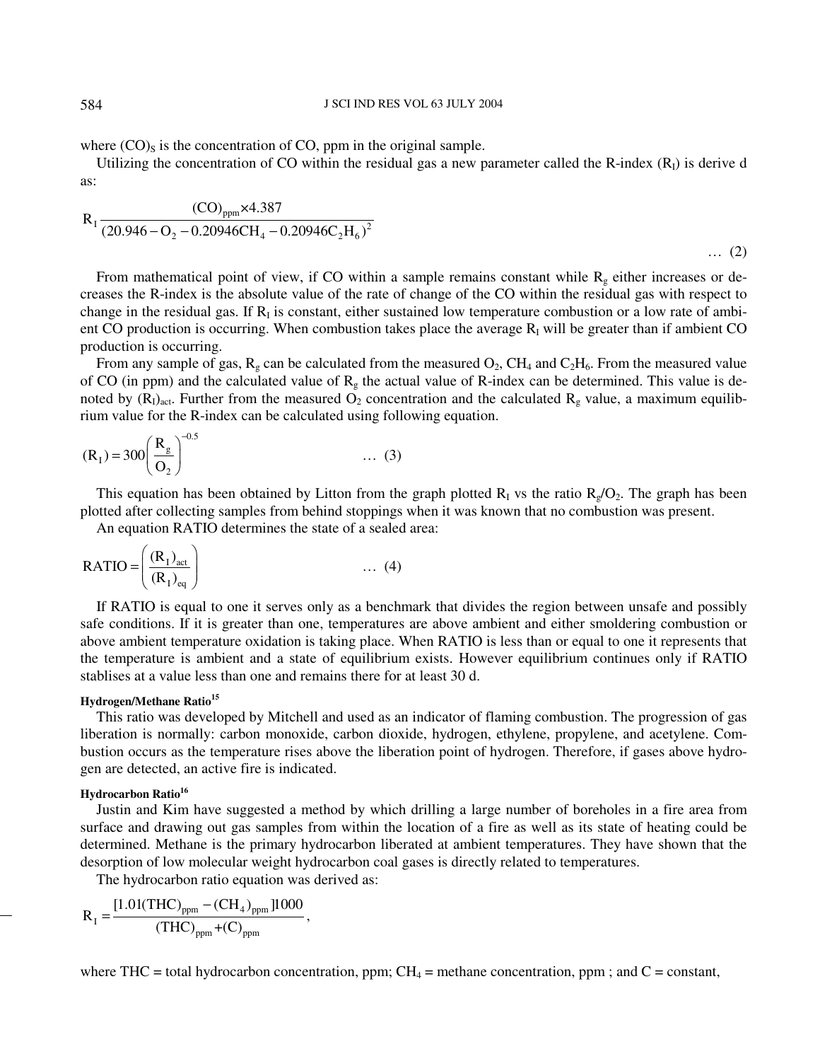where $(CO)_S$ is the concentration of CO, ppm in the original sample.

Utilizing the concentration of CO within the residual gas a new parameter called the R-index ($R_I$) is derive d as:

$$R_I \frac{(CO)_{ppm} \times 4.387}{(20.946 - O_2 - 0.20946CH_4 - 0.20946C_2H_6)^2} \quad \ldots (2)$$

From mathematical point of view, if CO within a sample remains constant while $R_g$ either increases or decreases the R-index is the absolute value of the rate of change of the CO within the residual gas with respect to change in the residual gas. If $R_I$ is constant, either sustained low temperature combustion or a low rate of ambient CO production is occurring. When combustion takes place the average $R_I$ will be greater than if ambient CO production is occurring.

From any sample of gas, $R_g$ can be calculated from the measured $O_2$, $CH_4$ and $C_2H_6$. From the measured value of CO (in ppm) and the calculated value of $R_g$ the actual value of R-index can be determined. This value is denoted by $(R_I)_{act}$. Further from the measured $O_2$ concentration and the calculated $R_g$ value, a maximum equilibrium value for the R-index can be calculated using following equation.

$$(R_I) = 300\left(\frac{R_g}{O_2}\right)^{-0.5} \quad \ldots (3)$$

This equation has been obtained by Litton from the graph plotted $R_I$ vs the ratio $R_g/O_2$. The graph has been plotted after collecting samples from behind stoppings when it was known that no combustion was present.

An equation RATIO determines the state of a sealed area:

$$\text{RATIO} = \left(\frac{(R_I)_{act}}{(R_I)_{eq}}\right) \quad \ldots (4)$$

If RATIO is equal to one it serves only as a benchmark that divides the region between unsafe and possibly safe conditions. If it is greater than one, temperatures are above ambient and either smoldering combustion or above ambient temperature oxidation is taking place. When RATIO is less than or equal to one it represents that the temperature is ambient and a state of equilibrium exists. However equilibrium continues only if RATIO stablises at a value less than one and remains there for at least 30 d.

#### Hydrogen/Methane Ratio[15]

This ratio was developed by Mitchell and used as an indicator of flaming combustion. The progression of gas liberation is normally: carbon monoxide, carbon dioxide, hydrogen, ethylene, propylene, and acetylene. Combustion occurs as the temperature rises above the liberation point of hydrogen. Therefore, if gases above hydrogen are detected, an active fire is indicated.

#### Hydrocarbon Ratio[16]

Justin and Kim have suggested a method by which drilling a large number of boreholes in a fire area from surface and drawing out gas samples from within the location of a fire as well as its state of heating could be determined. Methane is the primary hydrocarbon liberated at ambient temperatures. They have shown that the desorption of low molecular weight hydrocarbon coal gases is directly related to temperatures.

The hydrocarbon ratio equation was derived as:

$$R_I = \frac{[1.01(THC)_{ppm} - (CH_4)_{ppm}]1000}{(THC)_{ppm} + (C)_{ppm}},$$

where THC = total hydrocarbon concentration, ppm; $CH_4$ = methane concentration, ppm ; and C = constant,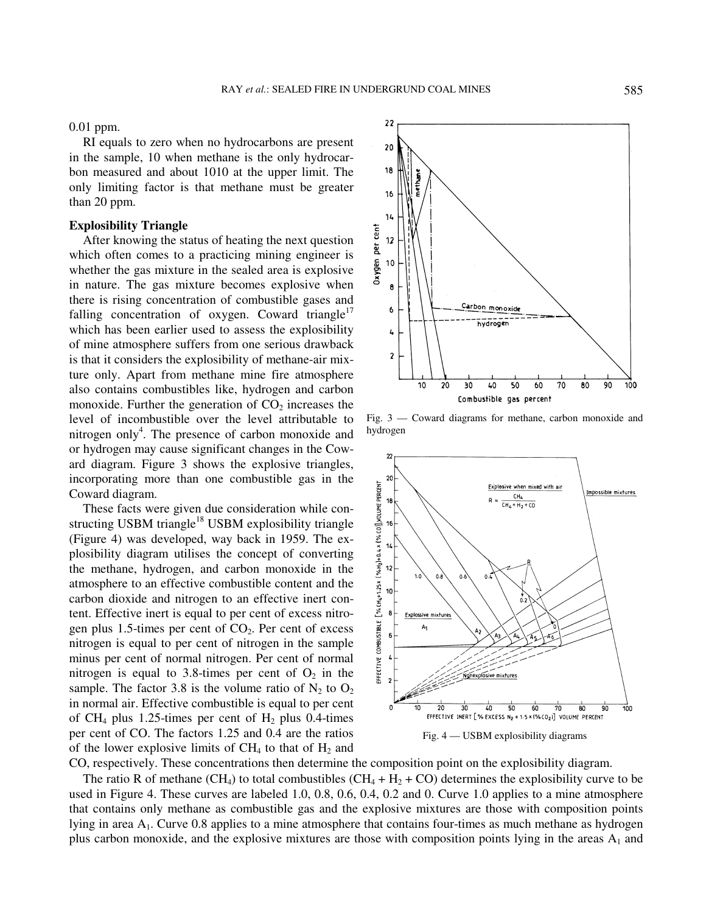0.01 ppm.

RI equals to zero when no hydrocarbons are present in the sample, 10 when methane is the only hydrocarbon measured and about 1010 at the upper limit. The only limiting factor is that methane must be greater than 20 ppm.

### Explosibility Triangle

After knowing the status of heating the next question which often comes to a practicing mining engineer is whether the gas mixture in the sealed area is explosive in nature. The gas mixture becomes explosive when there is rising concentration of combustible gases and falling concentration of oxygen. Coward triangle[17] which has been earlier used to assess the explosibility of mine atmosphere suffers from one serious drawback is that it considers the explosibility of methane-air mixture only. Apart from methane mine fire atmosphere also contains combustibles like, hydrogen and carbon monoxide. Further the generation of $CO_2$ increases the level of incombustible over the level attributable to nitrogen only[4]. The presence of carbon monoxide and or hydrogen may cause significant changes in the Coward diagram. Figure 3 shows the explosive triangles, incorporating more than one combustible gas in the Coward diagram.

Fig. 3 — Coward diagrams for methane, carbon monoxide and hydrogen

These facts were given due consideration while constructing USBM triangle[18] USBM explosibility triangle (Figure 4) was developed, way back in 1959. The explosibility diagram utilises the concept of converting the methane, hydrogen, and carbon monoxide in the atmosphere to an effective combustible content and the carbon dioxide and nitrogen to an effective inert content. Effective inert is equal to per cent of excess nitrogen plus 1.5-times per cent of $CO_2$. Per cent of excess nitrogen is equal to per cent of nitrogen in the sample minus per cent of normal nitrogen. Per cent of normal nitrogen is equal to 3.8-times per cent of $O_2$ in the sample. The factor 3.8 is the volume ratio of $N_2$ to $O_2$ in normal air. Effective combustible is equal to per cent of $CH_4$ plus 1.25-times per cent of $H_2$ plus 0.4-times per cent of CO. The factors 1.25 and 0.4 are the ratios of the lower explosive limits of $CH_4$ to that of $H_2$ and CO, respectively. These concentrations then determine the composition point on the explosibility diagram.

Fig. 4 — USBM explosibility diagrams

The ratio R of methane ($CH_4$) to total combustibles ($CH_4 + H_2 + CO$) determines the explosibility curve to be used in Figure 4. These curves are labeled 1.0, 0.8, 0.6, 0.4, 0.2 and 0. Curve 1.0 applies to a mine atmosphere that contains only methane as combustible gas and the explosive mixtures are those with composition points lying in area $A_1$. Curve 0.8 applies to a mine atmosphere that contains four-times as much methane as hydrogen plus carbon monoxide, and the explosive mixtures are those with composition points lying in the areas $A_1$ and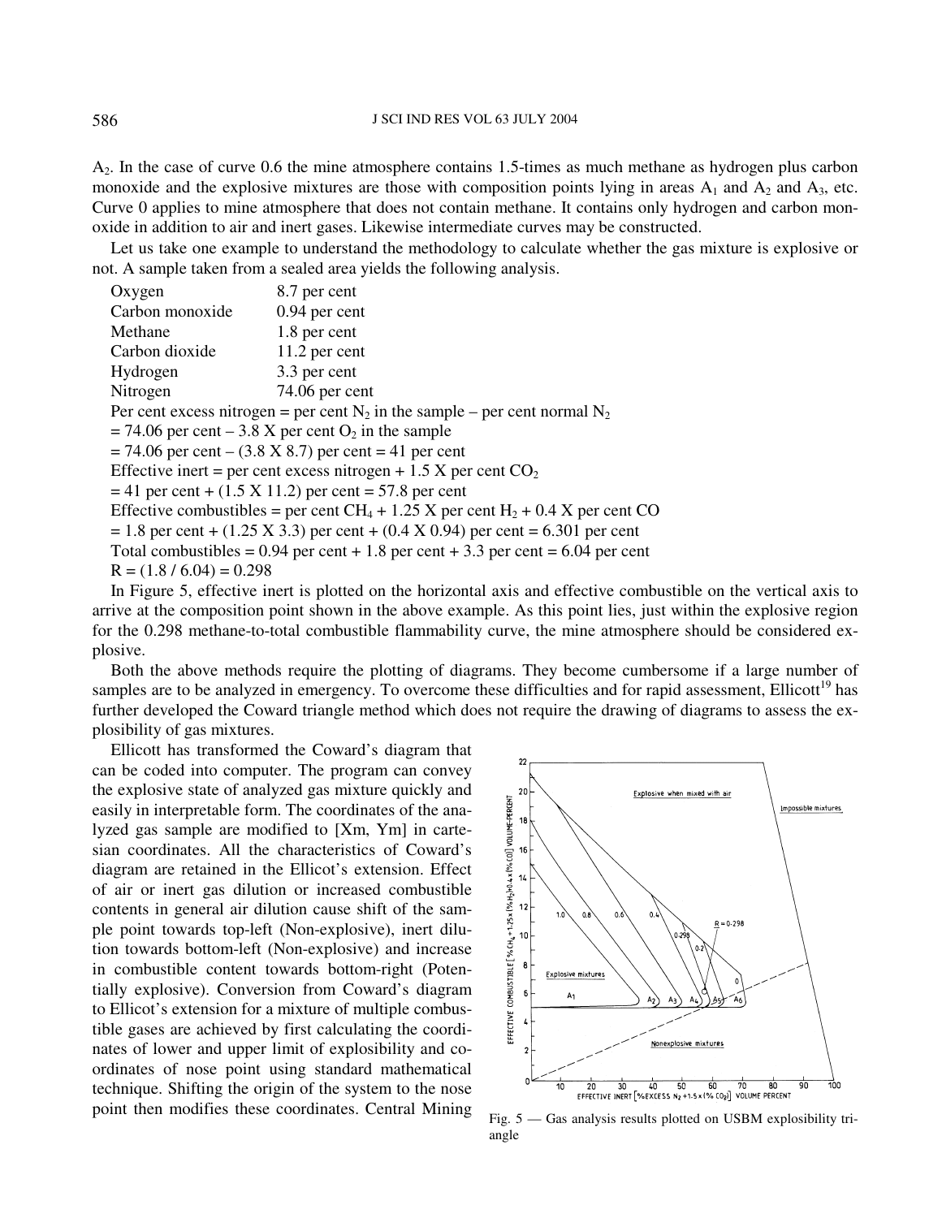$A_2$. In the case of curve 0.6 the mine atmosphere contains 1.5-times as much methane as hydrogen plus carbon monoxide and the explosive mixtures are those with composition points lying in areas $A_1$ and $A_2$ and $A_3$, etc. Curve 0 applies to mine atmosphere that does not contain methane. It contains only hydrogen and carbon monoxide in addition to air and inert gases. Likewise intermediate curves may be constructed.

Let us take one example to understand the methodology to calculate whether the gas mixture is explosive or not. A sample taken from a sealed area yields the following analysis.

| | |
|---|---|
| Oxygen | 8.7 per cent |
| Carbon monoxide | 0.94 per cent |
| Methane | 1.8 per cent |
| Carbon dioxide | 11.2 per cent |
| Hydrogen | 3.3 per cent |
| Nitrogen | 74.06 per cent |

Per cent excess nitrogen = per cent $N_2$ in the sample – per cent normal $N_2$

= 74.06 per cent – 3.8 X per cent $O_2$ in the sample

= 74.06 per cent – (3.8 X 8.7) per cent = 41 per cent

Effective inert = per cent excess nitrogen + 1.5 X per cent $CO_2$

= 41 per cent + (1.5 X 11.2) per cent = 57.8 per cent

Effective combustibles = per cent $CH_4$ + 1.25 X per cent $H_2$ + 0.4 X per cent CO

= 1.8 per cent + (1.25 X 3.3) per cent + (0.4 X 0.94) per cent = 6.301 per cent

Total combustibles = 0.94 per cent + 1.8 per cent + 3.3 per cent = 6.04 per cent

R = (1.8 / 6.04) = 0.298

In Figure 5, effective inert is plotted on the horizontal axis and effective combustible on the vertical axis to arrive at the composition point shown in the above example. As this point lies, just within the explosive region for the 0.298 methane-to-total combustible flammability curve, the mine atmosphere should be considered explosive.

Both the above methods require the plotting of diagrams. They become cumbersome if a large number of samples are to be analyzed in emergency. To overcome these difficulties and for rapid assessment, Ellicott[19] has further developed the Coward triangle method which does not require the drawing of diagrams to assess the explosibility of gas mixtures.

Ellicott has transformed the Coward's diagram that can be coded into computer. The program can convey the explosive state of analyzed gas mixture quickly and easily in interpretable form. The coordinates of the analyzed gas sample are modified to [Xm, Ym] in cartesian coordinates. All the characteristics of Coward's diagram are retained in the Ellicot's extension. Effect of air or inert gas dilution or increased combustible contents in general air dilution cause shift of the sample point towards top-left (Non-explosive), inert dilution towards bottom-left (Non-explosive) and increase in combustible content towards bottom-right (Potentially explosive). Conversion from Coward's diagram to Ellicot's extension for a mixture of multiple combustible gases are achieved by first calculating the coordinates of lower and upper limit of explosibility and coordinates of nose point using standard mathematical technique. Shifting the origin of the system to the nose point then modifies these coordinates. Central Mining

Fig. 5 — Gas analysis results plotted on USBM explosibility triangle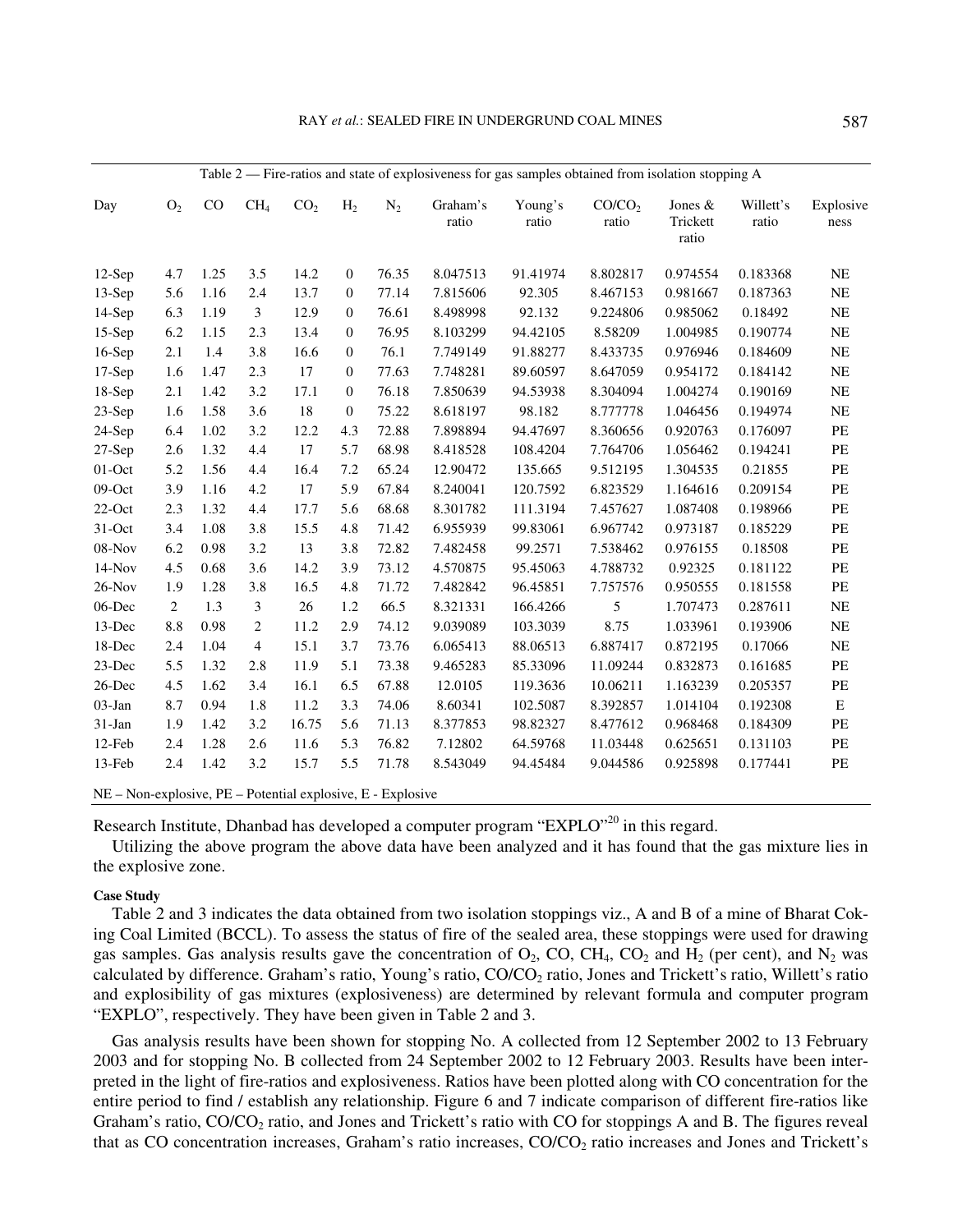Table 2 — Fire-ratios and state of explosiveness for gas samples obtained from isolation stopping A

| Day | $O_2$ | CO | $CH_4$ | $CO_2$ | $H_2$ | $N_2$ | Graham's ratio | Young's ratio | $CO/CO_2$ ratio | Jones & Trickett ratio | Willett's ratio | Explosiveness |
|---|---|---|---|---|---|---|---|---|---|---|---|---|
| 12-Sep | 4.7 | 1.25 | 3.5 | 14.2 | 0 | 76.35 | 8.047513 | 91.41974 | 8.802817 | 0.974554 | 0.183368 | NE |
| 13-Sep | 5.6 | 1.16 | 2.4 | 13.7 | 0 | 77.14 | 7.815606 | 92.305 | 8.467153 | 0.981667 | 0.187363 | NE |
| 14-Sep | 6.3 | 1.19 | 3 | 12.9 | 0 | 76.61 | 8.498998 | 92.132 | 9.224806 | 0.985062 | 0.18492 | NE |
| 15-Sep | 6.2 | 1.15 | 2.3 | 13.4 | 0 | 76.95 | 8.103299 | 94.42105 | 8.58209 | 1.004985 | 0.190774 | NE |
| 16-Sep | 2.1 | 1.4 | 3.8 | 16.6 | 0 | 76.1 | 7.749149 | 91.88277 | 8.433735 | 0.976946 | 0.184609 | NE |
| 17-Sep | 1.6 | 1.47 | 2.3 | 17 | 0 | 77.63 | 7.748281 | 89.60597 | 8.647059 | 0.954172 | 0.184142 | NE |
| 18-Sep | 2.1 | 1.42 | 3.2 | 17.1 | 0 | 76.18 | 7.850639 | 94.53938 | 8.304094 | 1.004274 | 0.190169 | NE |
| 23-Sep | 1.6 | 1.58 | 3.6 | 18 | 0 | 75.22 | 8.618197 | 98.182 | 8.777778 | 1.046456 | 0.194974 | NE |
| 24-Sep | 6.4 | 1.02 | 3.2 | 12.2 | 4.3 | 72.88 | 7.898894 | 94.47697 | 8.360656 | 0.920763 | 0.176097 | PE |
| 27-Sep | 2.6 | 1.32 | 4.4 | 17 | 5.7 | 68.98 | 8.418528 | 108.4204 | 7.764706 | 1.056462 | 0.194241 | PE |
| 01-Oct | 5.2 | 1.56 | 4.4 | 16.4 | 7.2 | 65.24 | 12.90472 | 135.665 | 9.512195 | 1.304535 | 0.21855 | PE |
| 09-Oct | 3.9 | 1.16 | 4.2 | 17 | 5.9 | 67.84 | 8.240041 | 120.7592 | 6.823529 | 1.164616 | 0.209154 | PE |
| 22-Oct | 2.3 | 1.32 | 4.4 | 17.7 | 5.6 | 68.68 | 8.301782 | 111.3194 | 7.457627 | 1.087408 | 0.198966 | PE |
| 31-Oct | 3.4 | 1.08 | 3.8 | 15.5 | 4.8 | 71.42 | 6.955939 | 99.83061 | 6.967742 | 0.973187 | 0.185229 | PE |
| 08-Nov | 6.2 | 0.98 | 3.2 | 13 | 3.8 | 72.82 | 7.482458 | 99.2571 | 7.538462 | 0.976155 | 0.18508 | PE |
| 14-Nov | 4.5 | 0.68 | 3.6 | 14.2 | 3.9 | 73.12 | 4.570875 | 95.45063 | 4.788732 | 0.92325 | 0.181122 | PE |
| 26-Nov | 1.9 | 1.28 | 3.8 | 16.5 | 4.8 | 71.72 | 7.482842 | 96.45851 | 7.757576 | 0.950555 | 0.181558 | PE |
| 06-Dec | 2 | 1.3 | 3 | 26 | 1.2 | 66.5 | 8.321331 | 166.4266 | 5 | 1.707473 | 0.287611 | NE |
| 13-Dec | 8.8 | 0.98 | 2 | 11.2 | 2.9 | 74.12 | 9.039089 | 103.3039 | 8.75 | 1.033961 | 0.193906 | NE |
| 18-Dec | 2.4 | 1.04 | 4 | 15.1 | 3.7 | 73.76 | 6.065413 | 88.06513 | 6.887417 | 0.872195 | 0.17066 | NE |
| 23-Dec | 5.5 | 1.32 | 2.8 | 11.9 | 5.1 | 73.38 | 9.465283 | 85.33096 | 11.09244 | 0.832873 | 0.161685 | PE |
| 26-Dec | 4.5 | 1.62 | 3.4 | 16.1 | 6.5 | 67.88 | 12.0105 | 119.3636 | 10.06211 | 1.163239 | 0.205357 | PE |
| 03-Jan | 8.7 | 0.94 | 1.8 | 11.2 | 3.3 | 74.06 | 8.60341 | 102.5087 | 8.392857 | 1.014104 | 0.192308 | E |
| 31-Jan | 1.9 | 1.42 | 3.2 | 16.75 | 5.6 | 71.13 | 8.377853 | 98.82327 | 8.477612 | 0.968468 | 0.184309 | PE |
| 12-Feb | 2.4 | 1.28 | 2.6 | 11.6 | 5.3 | 76.82 | 7.12802 | 64.59768 | 11.03448 | 0.625651 | 0.131103 | PE |
| 13-Feb | 2.4 | 1.42 | 3.2 | 15.7 | 5.5 | 71.78 | 8.543049 | 94.45484 | 9.044586 | 0.925898 | 0.177441 | PE |

NE – Non-explosive, PE – Potential explosive, E - Explosive

Research Institute, Dhanbad has developed a computer program "EXPLO"[20] in this regard.

Utilizing the above program the above data have been analyzed and it has found that the gas mixture lies in the explosive zone.

#### Case Study

Table 2 and 3 indicates the data obtained from two isolation stoppings viz., A and B of a mine of Bharat Coking Coal Limited (BCCL). To assess the status of fire of the sealed area, these stoppings were used for drawing gas samples. Gas analysis results gave the concentration of $O_2$, CO, $CH_4$, $CO_2$ and $H_2$ (per cent), and $N_2$ was calculated by difference. Graham's ratio, Young's ratio, $CO/CO_2$ ratio, Jones and Trickett's ratio, Willett's ratio and explosibility of gas mixtures (explosiveness) are determined by relevant formula and computer program "EXPLO", respectively. They have been given in Table 2 and 3.

Gas analysis results have been shown for stopping No. A collected from 12 September 2002 to 13 February 2003 and for stopping No. B collected from 24 September 2002 to 12 February 2003. Results have been interpreted in the light of fire-ratios and explosiveness. Ratios have been plotted along with CO concentration for the entire period to find / establish any relationship. Figure 6 and 7 indicate comparison of different fire-ratios like Graham's ratio, $CO/CO_2$ ratio, and Jones and Trickett's ratio with CO for stoppings A and B. The figures reveal that as CO concentration increases, Graham's ratio increases, $CO/CO_2$ ratio increases and Jones and Trickett's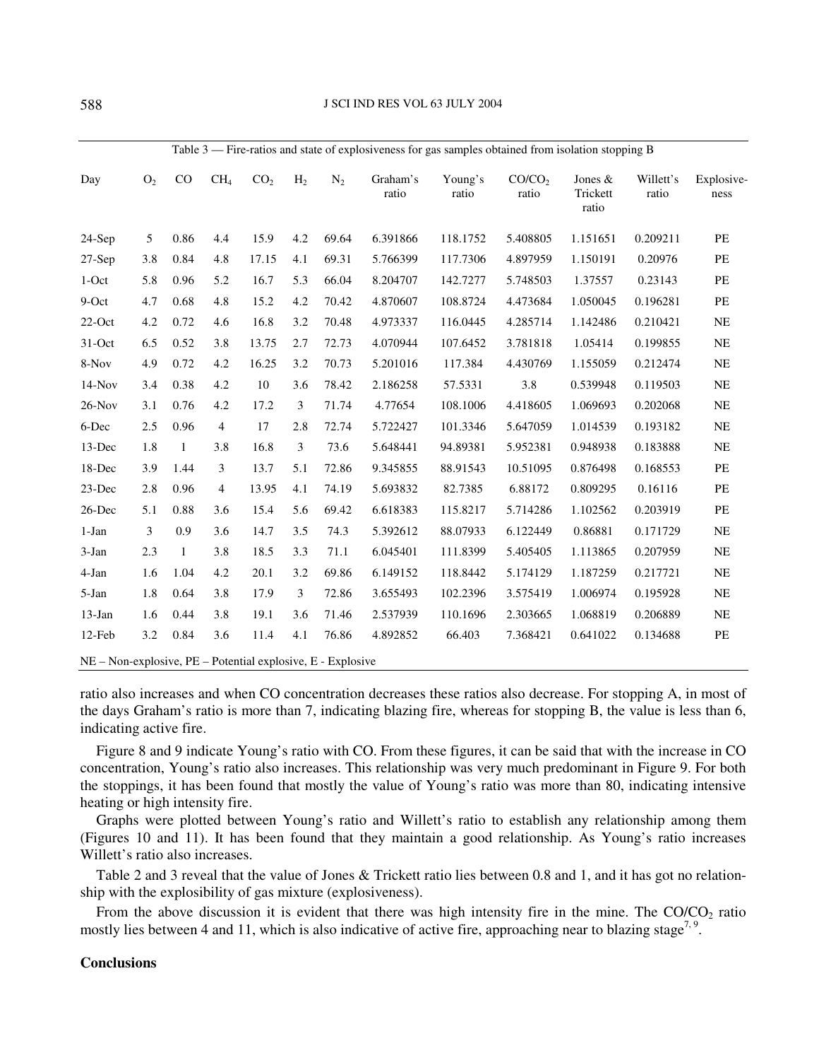Table 3 — Fire-ratios and state of explosiveness for gas samples obtained from isolation stopping B

| Day | $O_2$ | CO | $CH_4$ | $CO_2$ | $H_2$ | $N_2$ | Graham's ratio | Young's ratio | $CO/CO_2$ ratio | Jones & Trickett ratio | Willett's ratio | Explosiveness |
|---|---|---|---|---|---|---|---|---|---|---|---|---|
| 24-Sep | 5 | 0.86 | 4.4 | 15.9 | 4.2 | 69.64 | 6.391866 | 118.1752 | 5.408805 | 1.151651 | 0.209211 | PE |
| 27-Sep | 3.8 | 0.84 | 4.8 | 17.15 | 4.1 | 69.31 | 5.766399 | 117.7306 | 4.897959 | 1.150191 | 0.20976 | PE |
| 1-Oct | 5.8 | 0.96 | 5.2 | 16.7 | 5.3 | 66.04 | 8.204707 | 142.7277 | 5.748503 | 1.37557 | 0.23143 | PE |
| 9-Oct | 4.7 | 0.68 | 4.8 | 15.2 | 4.2 | 70.42 | 4.870607 | 108.8724 | 4.473684 | 1.050045 | 0.196281 | PE |
| 22-Oct | 4.2 | 0.72 | 4.6 | 16.8 | 3.2 | 70.48 | 4.973337 | 116.0445 | 4.285714 | 1.142486 | 0.210421 | NE |
| 31-Oct | 6.5 | 0.52 | 3.8 | 13.75 | 2.7 | 72.73 | 4.070944 | 107.6452 | 3.781818 | 1.05414 | 0.199855 | NE |
| 8-Nov | 4.9 | 0.72 | 4.2 | 16.25 | 3.2 | 70.73 | 5.201016 | 117.384 | 4.430769 | 1.155059 | 0.212474 | NE |
| 14-Nov | 3.4 | 0.38 | 4.2 | 10 | 3.6 | 78.42 | 2.186258 | 57.5331 | 3.8 | 0.539948 | 0.119503 | NE |
| 26-Nov | 3.1 | 0.76 | 4.2 | 17.2 | 3 | 71.74 | 4.77654 | 108.1006 | 4.418605 | 1.069693 | 0.202068 | NE |
| 6-Dec | 2.5 | 0.96 | 4 | 17 | 2.8 | 72.74 | 5.722427 | 101.3346 | 5.647059 | 1.014539 | 0.193182 | NE |
| 13-Dec | 1.8 | 1 | 3.8 | 16.8 | 3 | 73.6 | 5.648441 | 94.89381 | 5.952381 | 0.948938 | 0.183888 | NE |
| 18-Dec | 3.9 | 1.44 | 3 | 13.7 | 5.1 | 72.86 | 9.345855 | 88.91543 | 10.51095 | 0.876498 | 0.168553 | PE |
| 23-Dec | 2.8 | 0.96 | 4 | 13.95 | 4.1 | 74.19 | 5.693832 | 82.7385 | 6.88172 | 0.809295 | 0.16116 | PE |
| 26-Dec | 5.1 | 0.88 | 3.6 | 15.4 | 5.6 | 69.42 | 6.618383 | 115.8217 | 5.714286 | 1.102562 | 0.203919 | PE |
| 1-Jan | 3 | 0.9 | 3.6 | 14.7 | 3.5 | 74.3 | 5.392612 | 88.07933 | 6.122449 | 0.86881 | 0.171729 | NE |
| 3-Jan | 2.3 | 1 | 3.8 | 18.5 | 3.3 | 71.1 | 6.045401 | 111.8399 | 5.405405 | 1.113865 | 0.207959 | NE |
| 4-Jan | 1.6 | 1.04 | 4.2 | 20.1 | 3.2 | 69.86 | 6.149152 | 118.8442 | 5.174129 | 1.187259 | 0.217721 | NE |
| 5-Jan | 1.8 | 0.64 | 3.8 | 17.9 | 3 | 72.86 | 3.655493 | 102.2396 | 3.575419 | 1.006974 | 0.195928 | NE |
| 13-Jan | 1.6 | 0.44 | 3.8 | 19.1 | 3.6 | 71.46 | 2.537939 | 110.1696 | 2.303665 | 1.068819 | 0.206889 | NE |
| 12-Feb | 3.2 | 0.84 | 3.6 | 11.4 | 4.1 | 76.86 | 4.892852 | 66.403 | 7.368421 | 0.641022 | 0.134688 | PE |

NE – Non-explosive, PE – Potential explosive, E - Explosive

ratio also increases and when CO concentration decreases these ratios also decrease. For stopping A, in most of the days Graham's ratio is more than 7, indicating blazing fire, whereas for stopping B, the value is less than 6, indicating active fire.

Figure 8 and 9 indicate Young's ratio with CO. From these figures, it can be said that with the increase in CO concentration, Young's ratio also increases. This relationship was very much predominant in Figure 9. For both the stoppings, it has been found that mostly the value of Young's ratio was more than 80, indicating intensive heating or high intensity fire.

Graphs were plotted between Young's ratio and Willett's ratio to establish any relationship among them (Figures 10 and 11). It has been found that they maintain a good relationship. As Young's ratio increases Willett's ratio also increases.

Table 2 and 3 reveal that the value of Jones & Trickett ratio lies between 0.8 and 1, and it has got no relationship with the explosibility of gas mixture (explosiveness).

From the above discussion it is evident that there was high intensity fire in the mine. The $CO/CO_2$ ratio mostly lies between 4 and 11, which is also indicative of active fire, approaching near to blazing stage[7, 9].

## Conclusions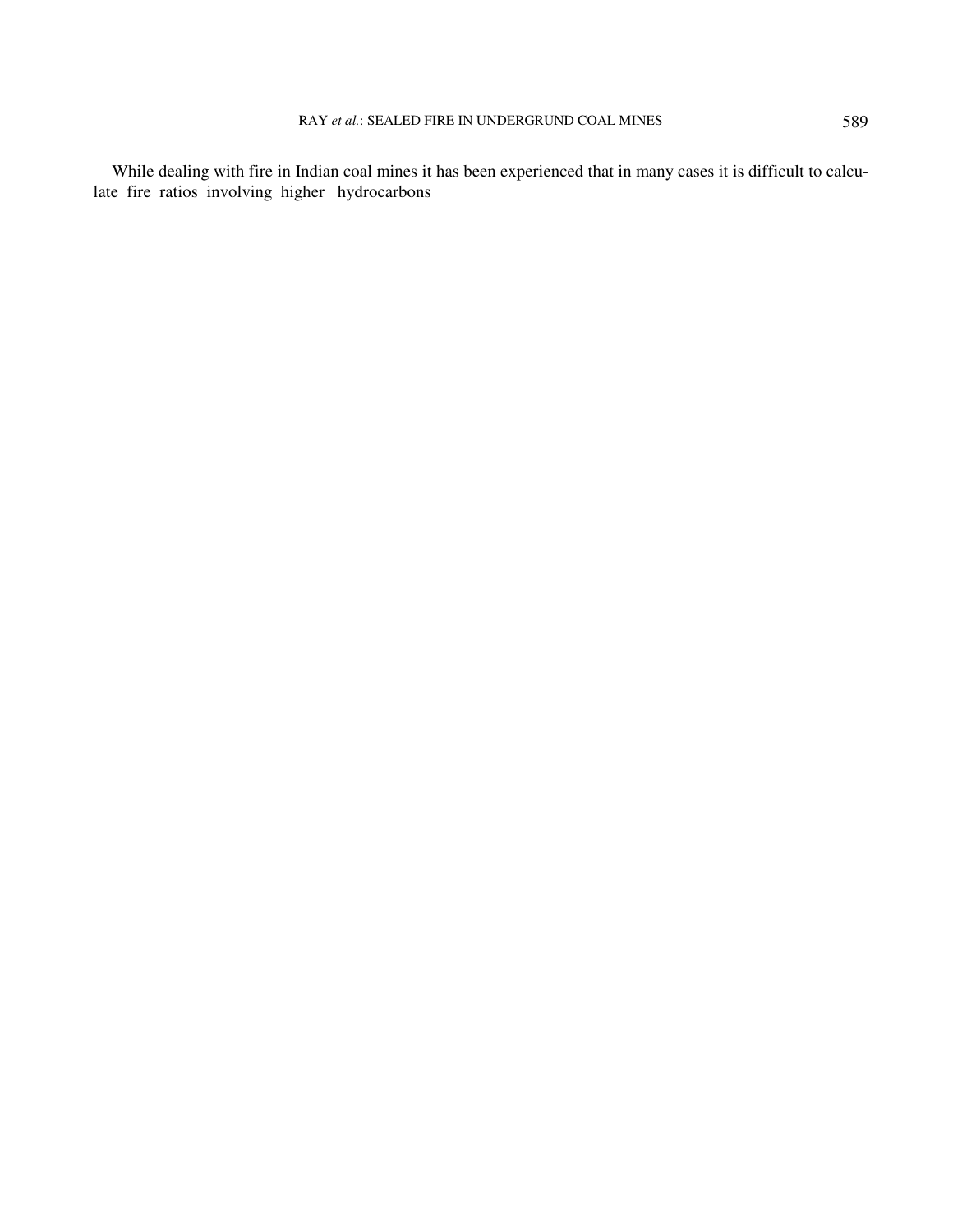While dealing with fire in Indian coal mines it has been experienced that in many cases it is difficult to calculate fire ratios involving higher hydrocarbons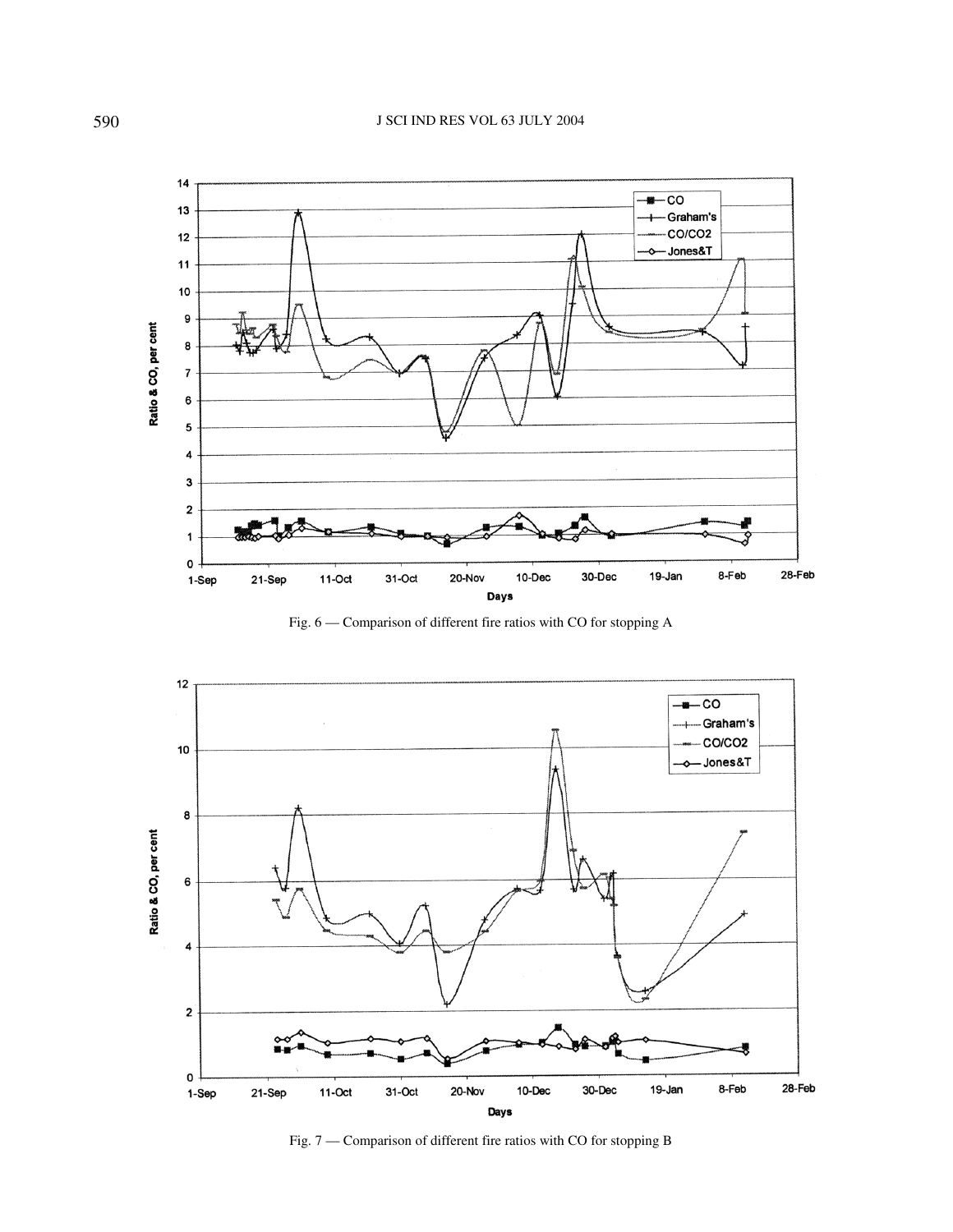Fig. 6 — Comparison of different fire ratios with CO for stopping A

Fig. 7 — Comparison of different fire ratios with CO for stopping B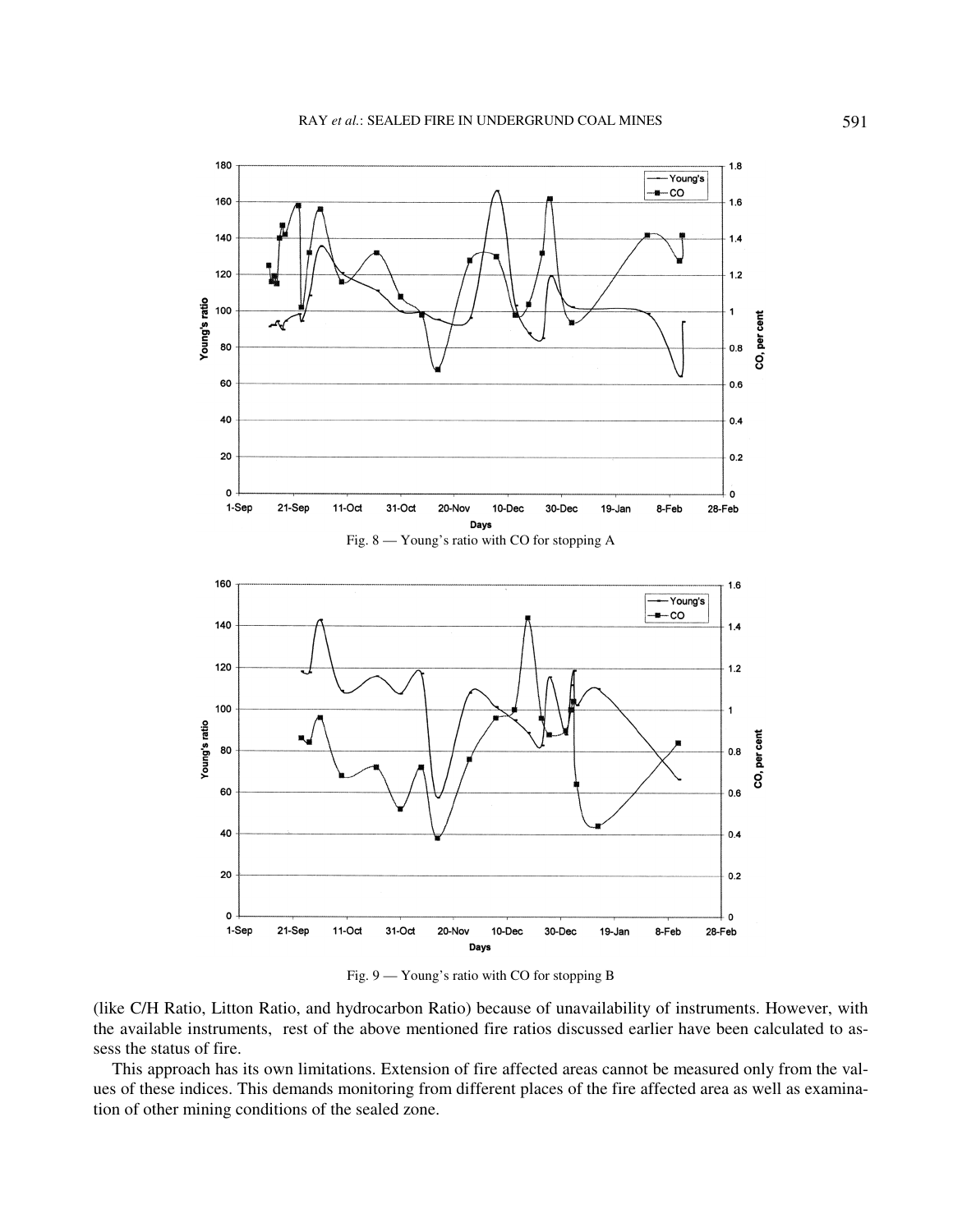Fig. 8 — Young's ratio with CO for stopping A

Fig. 9 — Young's ratio with CO for stopping B

(like C/H Ratio, Litton Ratio, and hydrocarbon Ratio) because of unavailability of instruments. However, with the available instruments, rest of the above mentioned fire ratios discussed earlier have been calculated to assess the status of fire.

This approach has its own limitations. Extension of fire affected areas cannot be measured only from the values of these indices. This demands monitoring from different places of the fire affected area as well as examination of other mining conditions of the sealed zone.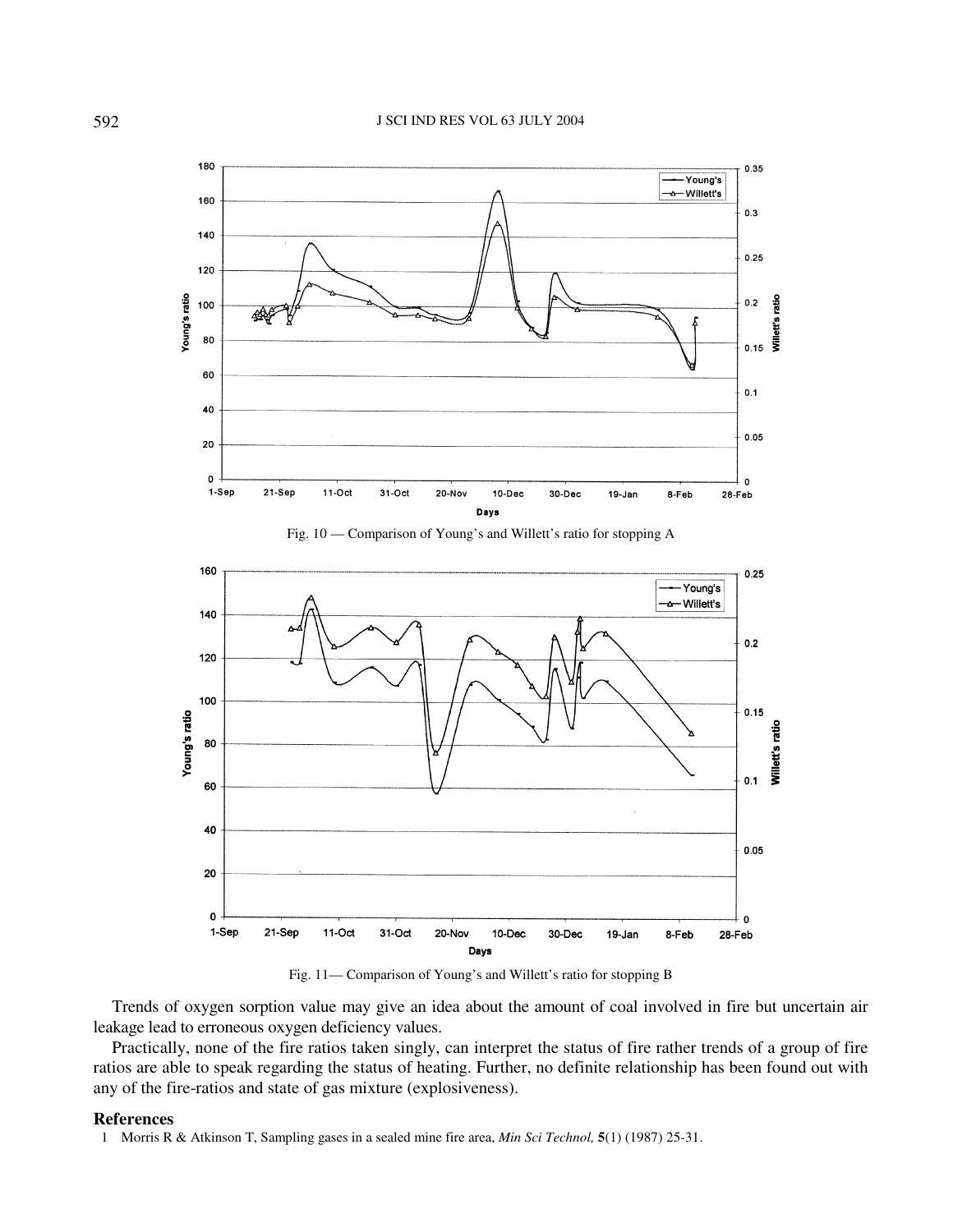Fig. 10 — Comparison of Young's and Willett's ratio for stopping A

Fig. 11— Comparison of Young's and Willett's ratio for stopping B

Trends of oxygen sorption value may give an idea about the amount of coal involved in fire but uncertain air leakage lead to erroneous oxygen deficiency values.

Practically, none of the fire ratios taken singly, can interpret the status of fire rather trends of a group of fire ratios are able to speak regarding the status of heating. Further, no definite relationship has been found out with any of the fire-ratios and state of gas mixture (explosiveness).

## References

1 Morris R & Atkinson T, Sampling gases in a sealed mine fire area, *Min Sci Technol,* **5**(1) (1987) 25-31.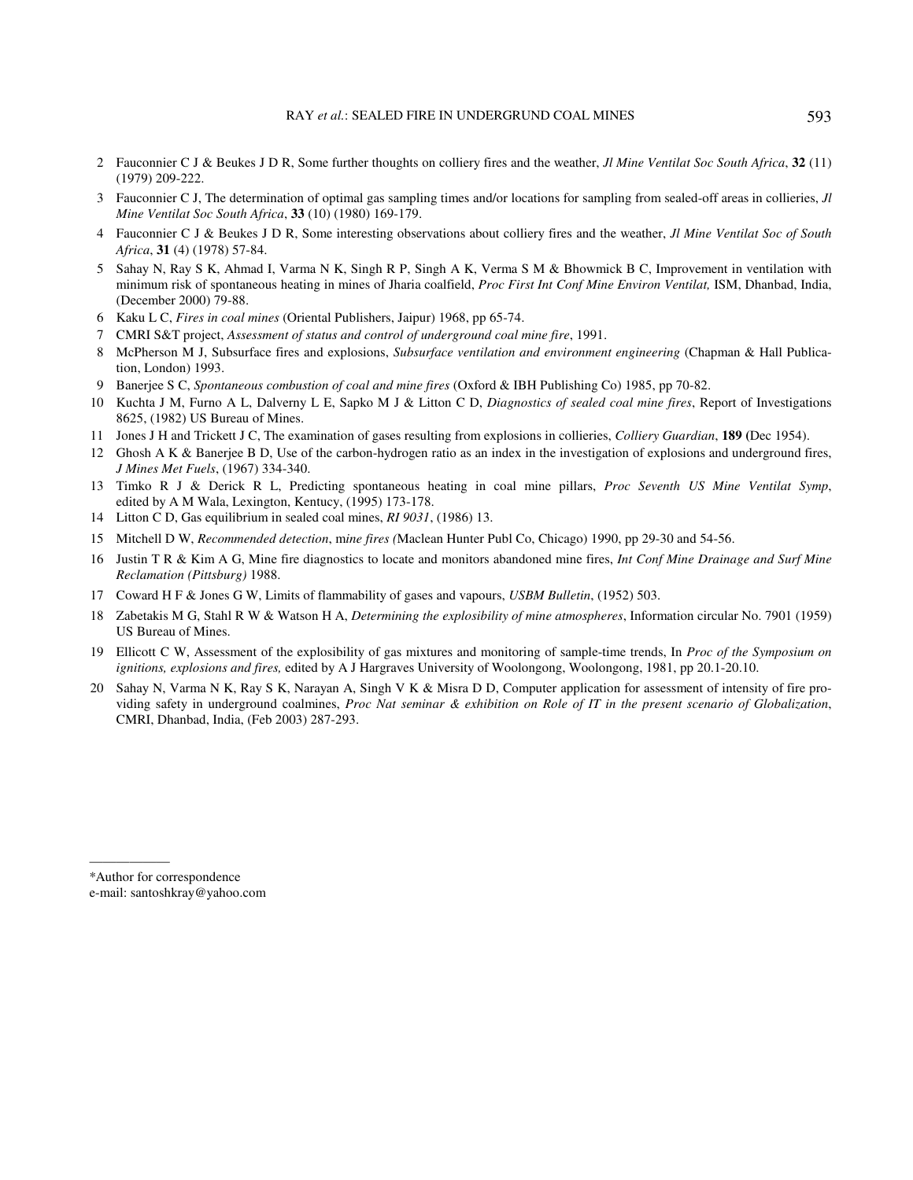2 Fauconnier C J & Beukes J D R, Some further thoughts on colliery fires and the weather, *Jl Mine Ventilat Soc South Africa*, **32** (11) (1979) 209-222.

3 Fauconnier C J, The determination of optimal gas sampling times and/or locations for sampling from sealed-off areas in collieries, *Jl Mine Ventilat Soc South Africa*, **33** (10) (1980) 169-179.

4 Fauconnier C J & Beukes J D R, Some interesting observations about colliery fires and the weather, *Jl Mine Ventilat Soc of South Africa*, **31** (4) (1978) 57-84.

5 Sahay N, Ray S K, Ahmad I, Varma N K, Singh R P, Singh A K, Verma S M & Bhowmick B C, Improvement in ventilation with minimum risk of spontaneous heating in mines of Jharia coalfield, *Proc First Int Conf Mine Environ Ventilat,* ISM, Dhanbad, India, (December 2000) 79-88.

6 Kaku L C, *Fires in coal mines* (Oriental Publishers, Jaipur) 1968, pp 65-74.

7 CMRI S&T project, *Assessment of status and control of underground coal mine fire*, 1991.

8 McPherson M J, Subsurface fires and explosions, *Subsurface ventilation and environment engineering* (Chapman & Hall Publication, London) 1993.

9 Banerjee S C, *Spontaneous combustion of coal and mine fires* (Oxford & IBH Publishing Co) 1985, pp 70-82.

10 Kuchta J M, Furno A L, Dalverny L E, Sapko M J & Litton C D, *Diagnostics of sealed coal mine fires*, Report of Investigations 8625, (1982) US Bureau of Mines.

11 Jones J H and Trickett J C, The examination of gases resulting from explosions in collieries, *Colliery Guardian*, **189** (Dec 1954).

12 Ghosh A K & Banerjee B D, Use of the carbon-hydrogen ratio as an index in the investigation of explosions and underground fires, *J Mines Met Fuels*, (1967) 334-340.

13 Timko R J & Derick R L, Predicting spontaneous heating in coal mine pillars, *Proc Seventh US Mine Ventilat Symp*, edited by A M Wala, Lexington, Kentucy, (1995) 173-178.

14 Litton C D, Gas equilibrium in sealed coal mines, *RI 9031*, (1986) 13.

15 Mitchell D W, *Recommended detection*, m*ine fires (*Maclean Hunter Publ Co, Chicago) 1990, pp 29-30 and 54-56.

16 Justin T R & Kim A G, Mine fire diagnostics to locate and monitors abandoned mine fires, *Int Conf Mine Drainage and Surf Mine Reclamation (Pittsburg)* 1988.

17 Coward H F & Jones G W, Limits of flammability of gases and vapours, *USBM Bulletin*, (1952) 503.

18 Zabetakis M G, Stahl R W & Watson H A, *Determining the explosibility of mine atmospheres*, Information circular No. 7901 (1959) US Bureau of Mines.

19 Ellicott C W, Assessment of the explosibility of gas mixtures and monitoring of sample-time trends, In *Proc of the Symposium on ignitions, explosions and fires,* edited by A J Hargraves University of Woolongong, Woolongong, 1981, pp 20.1-20.10.

20 Sahay N, Varma N K, Ray S K, Narayan A, Singh V K & Misra D D, Computer application for assessment of intensity of fire providing safety in underground coalmines, *Proc Nat seminar & exhibition on Role of IT in the present scenario of Globalization*, CMRI, Dhanbad, India, (Feb 2003) 287-293.

———————

*Author for correspondence
e-mail: santoshkray@yahoo.com